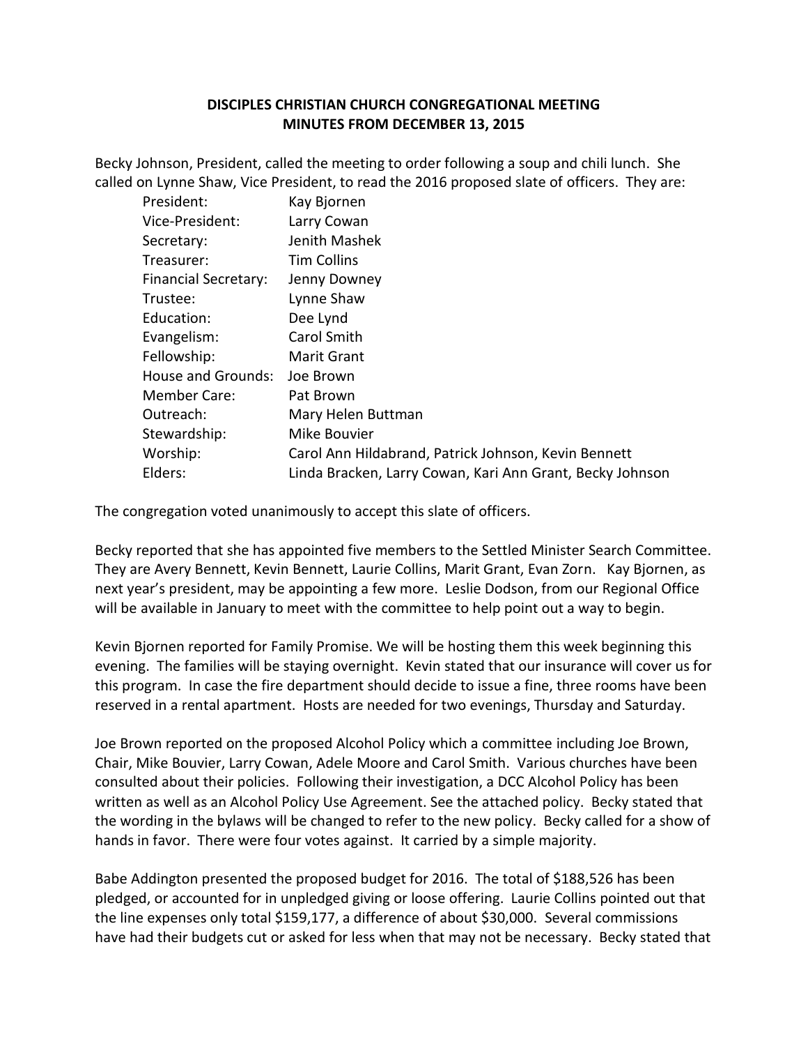**DISCIPLES CHRISTIAN CHURCH CONGREGATIONAL MEETING**
**MINUTES FROM DECEMBER 13, 2015**

Becky Johnson, President, called the meeting to order following a soup and chili lunch. She called on Lynne Shaw, Vice President, to read the 2016 proposed slate of officers. They are:

| | |
|---|---|
| President: | Kay Bjornen |
| Vice-President: | Larry Cowan |
| Secretary: | Jenith Mashek |
| Treasurer: | Tim Collins |
| Financial Secretary: | Jenny Downey |
| Trustee: | Lynne Shaw |
| Education: | Dee Lynd |
| Evangelism: | Carol Smith |
| Fellowship: | Marit Grant |
| House and Grounds: | Joe Brown |
| Member Care: | Pat Brown |
| Outreach: | Mary Helen Buttman |
| Stewardship: | Mike Bouvier |
| Worship: | Carol Ann Hildabrand, Patrick Johnson, Kevin Bennett |
| Elders: | Linda Bracken, Larry Cowan, Kari Ann Grant, Becky Johnson |

The congregation voted unanimously to accept this slate of officers.

Becky reported that she has appointed five members to the Settled Minister Search Committee. They are Avery Bennett, Kevin Bennett, Laurie Collins, Marit Grant, Evan Zorn. Kay Bjornen, as next year's president, may be appointing a few more. Leslie Dodson, from our Regional Office will be available in January to meet with the committee to help point out a way to begin.

Kevin Bjornen reported for Family Promise. We will be hosting them this week beginning this evening. The families will be staying overnight. Kevin stated that our insurance will cover us for this program. In case the fire department should decide to issue a fine, three rooms have been reserved in a rental apartment. Hosts are needed for two evenings, Thursday and Saturday.

Joe Brown reported on the proposed Alcohol Policy which a committee including Joe Brown, Chair, Mike Bouvier, Larry Cowan, Adele Moore and Carol Smith. Various churches have been consulted about their policies. Following their investigation, a DCC Alcohol Policy has been written as well as an Alcohol Policy Use Agreement. See the attached policy. Becky stated that the wording in the bylaws will be changed to refer to the new policy. Becky called for a show of hands in favor. There were four votes against. It carried by a simple majority.

Babe Addington presented the proposed budget for 2016. The total of $188,526 has been pledged, or accounted for in unpledged giving or loose offering. Laurie Collins pointed out that the line expenses only total $159,177, a difference of about $30,000. Several commissions have had their budgets cut or asked for less when that may not be necessary. Becky stated that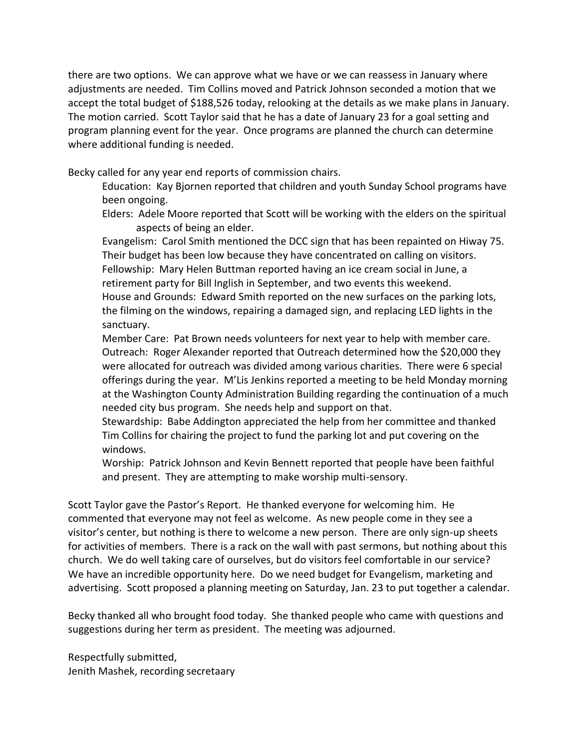there are two options. We can approve what we have or we can reassess in January where adjustments are needed. Tim Collins moved and Patrick Johnson seconded a motion that we accept the total budget of $188,526 today, relooking at the details as we make plans in January. The motion carried. Scott Taylor said that he has a date of January 23 for a goal setting and program planning event for the year. Once programs are planned the church can determine where additional funding is needed.

Becky called for any year end reports of commission chairs.

Education: Kay Bjornen reported that children and youth Sunday School programs have been ongoing.

Elders: Adele Moore reported that Scott will be working with the elders on the spiritual aspects of being an elder.

Evangelism: Carol Smith mentioned the DCC sign that has been repainted on Hiway 75. Their budget has been low because they have concentrated on calling on visitors.

Fellowship: Mary Helen Buttman reported having an ice cream social in June, a retirement party for Bill Inglish in September, and two events this weekend.

House and Grounds: Edward Smith reported on the new surfaces on the parking lots, the filming on the windows, repairing a damaged sign, and replacing LED lights in the sanctuary.

Member Care: Pat Brown needs volunteers for next year to help with member care.

Outreach: Roger Alexander reported that Outreach determined how the $20,000 they were allocated for outreach was divided among various charities. There were 6 special offerings during the year. M'Lis Jenkins reported a meeting to be held Monday morning at the Washington County Administration Building regarding the continuation of a much needed city bus program. She needs help and support on that.

Stewardship: Babe Addington appreciated the help from her committee and thanked Tim Collins for chairing the project to fund the parking lot and put covering on the windows.

Worship: Patrick Johnson and Kevin Bennett reported that people have been faithful and present. They are attempting to make worship multi-sensory.

Scott Taylor gave the Pastor's Report. He thanked everyone for welcoming him. He commented that everyone may not feel as welcome. As new people come in they see a visitor's center, but nothing is there to welcome a new person. There are only sign-up sheets for activities of members. There is a rack on the wall with past sermons, but nothing about this church. We do well taking care of ourselves, but do visitors feel comfortable in our service? We have an incredible opportunity here. Do we need budget for Evangelism, marketing and advertising. Scott proposed a planning meeting on Saturday, Jan. 23 to put together a calendar.

Becky thanked all who brought food today. She thanked people who came with questions and suggestions during her term as president. The meeting was adjourned.

Respectfully submitted,
Jenith Mashek, recording secretaary